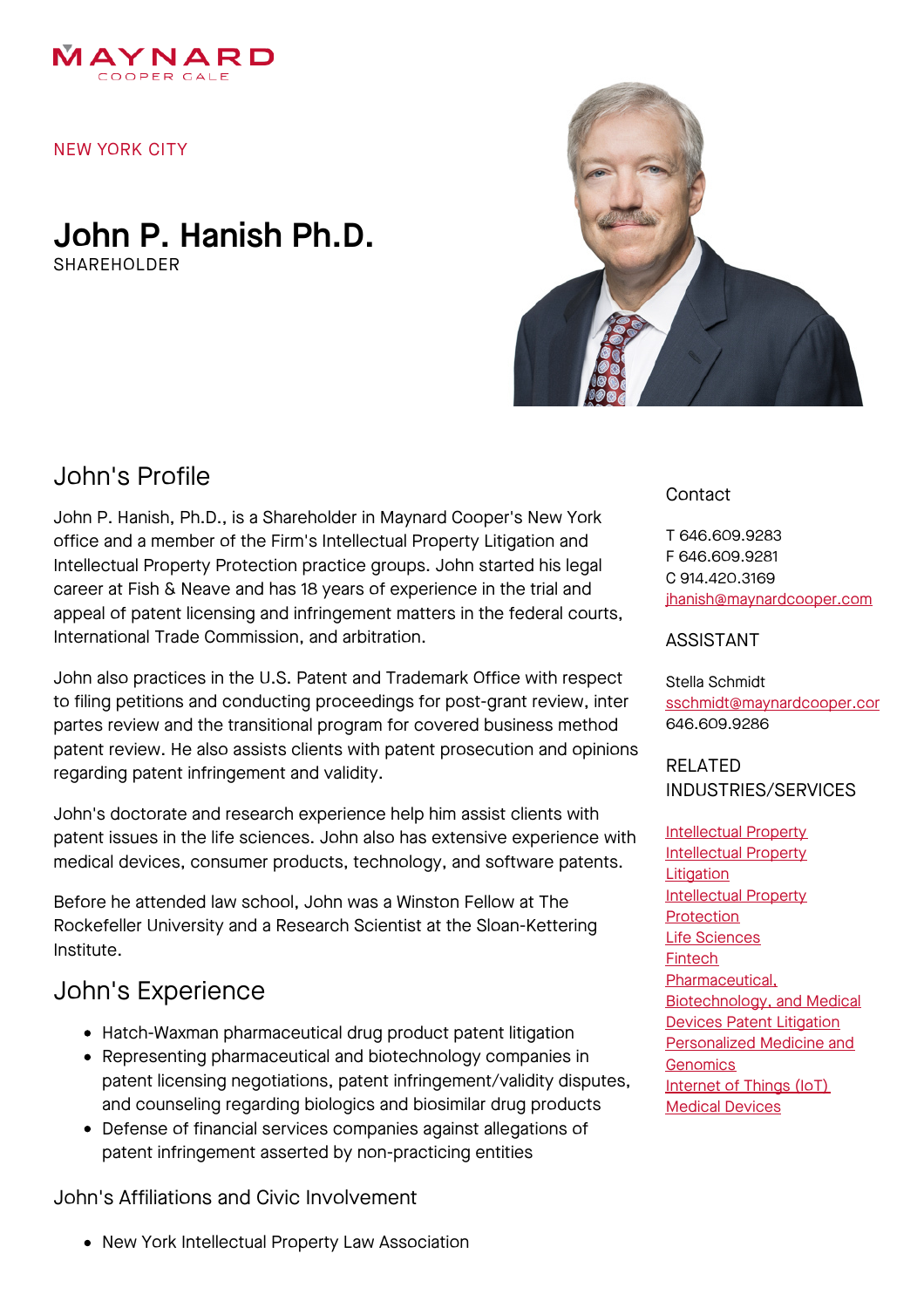MAYNARD
COOPER GALE

NEW YORK CITY

# John P. Hanish Ph.D.

SHAREHOLDER

## John's Profile

John P. Hanish, Ph.D., is a Shareholder in Maynard Cooper's New York office and a member of the Firm's Intellectual Property Litigation and Intellectual Property Protection practice groups. John started his legal career at Fish & Neave and has 18 years of experience in the trial and appeal of patent licensing and infringement matters in the federal courts, International Trade Commission, and arbitration.

John also practices in the U.S. Patent and Trademark Office with respect to filing petitions and conducting proceedings for post-grant review, inter partes review and the transitional program for covered business method patent review. He also assists clients with patent prosecution and opinions regarding patent infringement and validity.

John's doctorate and research experience help him assist clients with patent issues in the life sciences. John also has extensive experience with medical devices, consumer products, technology, and software patents.

Before he attended law school, John was a Winston Fellow at The Rockefeller University and a Research Scientist at the Sloan-Kettering Institute.

## John's Experience

- Hatch-Waxman pharmaceutical drug product patent litigation
- Representing pharmaceutical and biotechnology companies in patent licensing negotiations, patent infringement/validity disputes, and counseling regarding biologics and biosimilar drug products
- Defense of financial services companies against allegations of patent infringement asserted by non-practicing entities

### John's Affiliations and Civic Involvement

- New York Intellectual Property Law Association

### Contact

T 646.609.9283
F 646.609.9281
C 914.420.3169
jhanish@maynardcooper.com

### ASSISTANT

Stella Schmidt
sschmidt@maynardcooper.cor
646.609.9286

### RELATED INDUSTRIES/SERVICES

- Intellectual Property
- Intellectual Property Litigation
- Intellectual Property Protection
- Life Sciences
- Fintech
- Pharmaceutical, Biotechnology, and Medical Devices Patent Litigation
- Personalized Medicine and Genomics
- Internet of Things (IoT)
- Medical Devices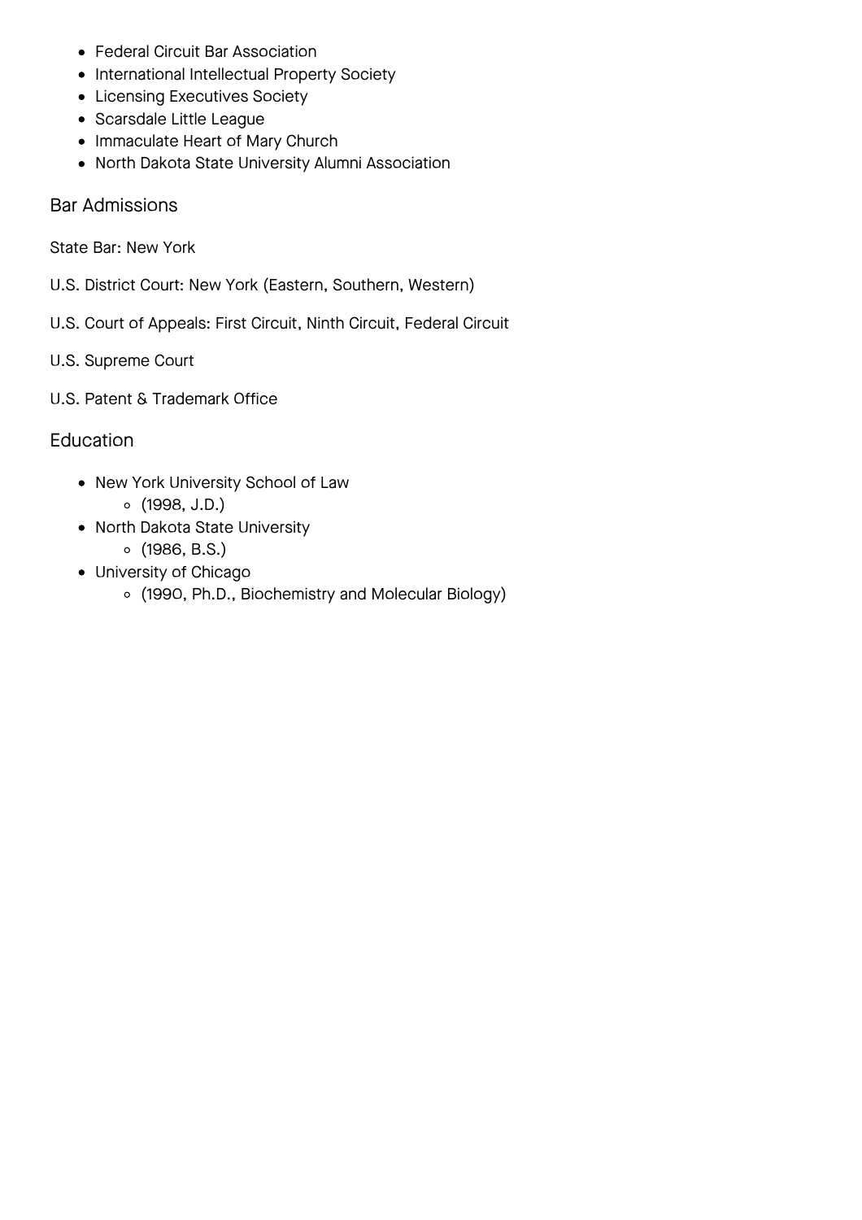- Federal Circuit Bar Association
- International Intellectual Property Society
- Licensing Executives Society
- Scarsdale Little League
- Immaculate Heart of Mary Church
- North Dakota State University Alumni Association

## Bar Admissions

State Bar: New York

U.S. District Court: New York (Eastern, Southern, Western)

U.S. Court of Appeals: First Circuit, Ninth Circuit, Federal Circuit

U.S. Supreme Court

U.S. Patent & Trademark Office

## Education

- New York University School of Law
  - (1998, J.D.)
- North Dakota State University
  - (1986, B.S.)
- University of Chicago
  - (1990, Ph.D., Biochemistry and Molecular Biology)